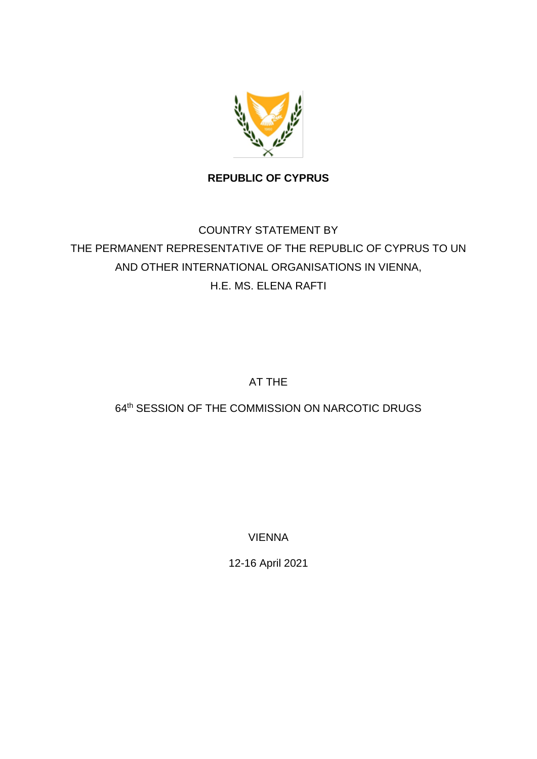**REPUBLIC OF CYPRUS**

COUNTRY STATEMENT BY

THE PERMANENT REPRESENTATIVE OF THE REPUBLIC OF CYPRUS TO UN AND OTHER INTERNATIONAL ORGANISATIONS IN VIENNA,

H.E. MS. ELENA RAFTI

AT THE

64th SESSION OF THE COMMISSION ON NARCOTIC DRUGS

VIENNA

12-16 April 2021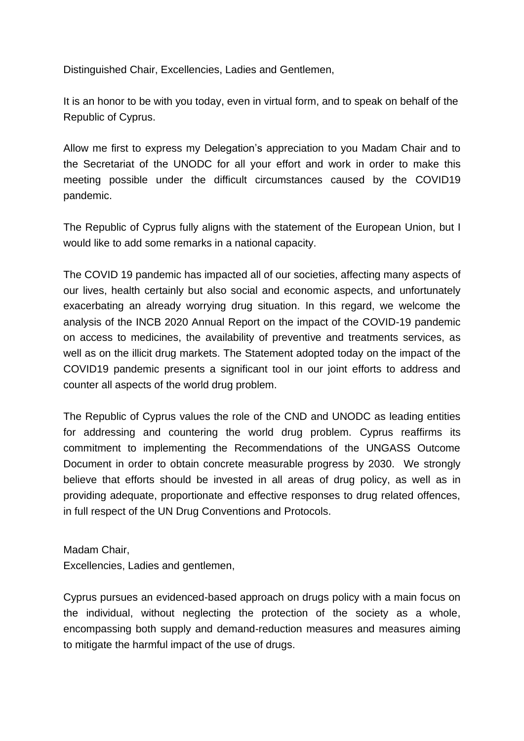Distinguished Chair, Excellencies, Ladies and Gentlemen,

It is an honor to be with you today, even in virtual form, and to speak on behalf of the Republic of Cyprus.

Allow me first to express my Delegation's appreciation to you Madam Chair and to the Secretariat of the UNODC for all your effort and work in order to make this meeting possible under the difficult circumstances caused by the COVID19 pandemic.

The Republic of Cyprus fully aligns with the statement of the European Union, but I would like to add some remarks in a national capacity.

The COVID 19 pandemic has impacted all of our societies, affecting many aspects of our lives, health certainly but also social and economic aspects, and unfortunately exacerbating an already worrying drug situation. In this regard, we welcome the analysis of the INCB 2020 Annual Report on the impact of the COVID-19 pandemic on access to medicines, the availability of preventive and treatments services, as well as on the illicit drug markets. The Statement adopted today on the impact of the COVID19 pandemic presents a significant tool in our joint efforts to address and counter all aspects of the world drug problem.

The Republic of Cyprus values the role of the CND and UNODC as leading entities for addressing and countering the world drug problem. Cyprus reaffirms its commitment to implementing the Recommendations of the UNGASS Outcome Document in order to obtain concrete measurable progress by 2030. We strongly believe that efforts should be invested in all areas of drug policy, as well as in providing adequate, proportionate and effective responses to drug related offences, in full respect of the UN Drug Conventions and Protocols.

Madam Chair,
Excellencies, Ladies and gentlemen,

Cyprus pursues an evidenced-based approach on drugs policy with a main focus on the individual, without neglecting the protection of the society as a whole, encompassing both supply and demand-reduction measures and measures aiming to mitigate the harmful impact of the use of drugs.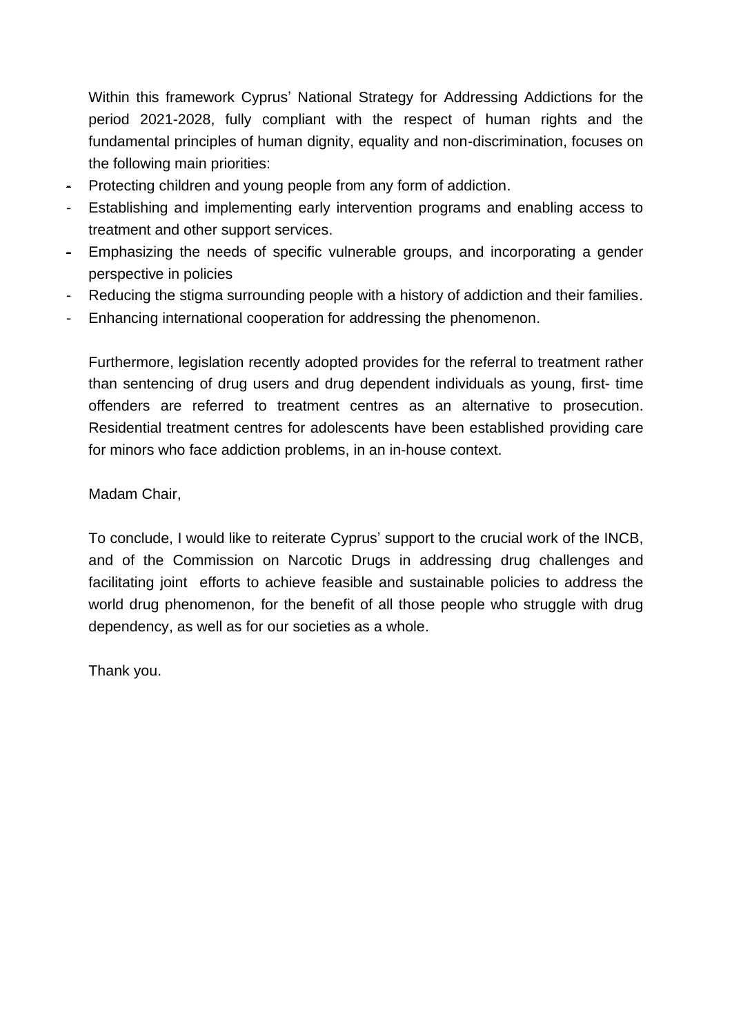Within this framework Cyprus' National Strategy for Addressing Addictions for the period 2021-2028, fully compliant with the respect of human rights and the fundamental principles of human dignity, equality and non-discrimination, focuses on the following main priorities:

- Protecting children and young people from any form of addiction.
- Establishing and implementing early intervention programs and enabling access to treatment and other support services.
- Emphasizing the needs of specific vulnerable groups, and incorporating a gender perspective in policies
- Reducing the stigma surrounding people with a history of addiction and their families.
- Enhancing international cooperation for addressing the phenomenon.

Furthermore, legislation recently adopted provides for the referral to treatment rather than sentencing of drug users and drug dependent individuals as young, first- time offenders are referred to treatment centres as an alternative to prosecution. Residential treatment centres for adolescents have been established providing care for minors who face addiction problems, in an in-house context.

Madam Chair,

To conclude, I would like to reiterate Cyprus' support to the crucial work of the INCB, and of the Commission on Narcotic Drugs in addressing drug challenges and facilitating joint efforts to achieve feasible and sustainable policies to address the world drug phenomenon, for the benefit of all those people who struggle with drug dependency, as well as for our societies as a whole.

Thank you.